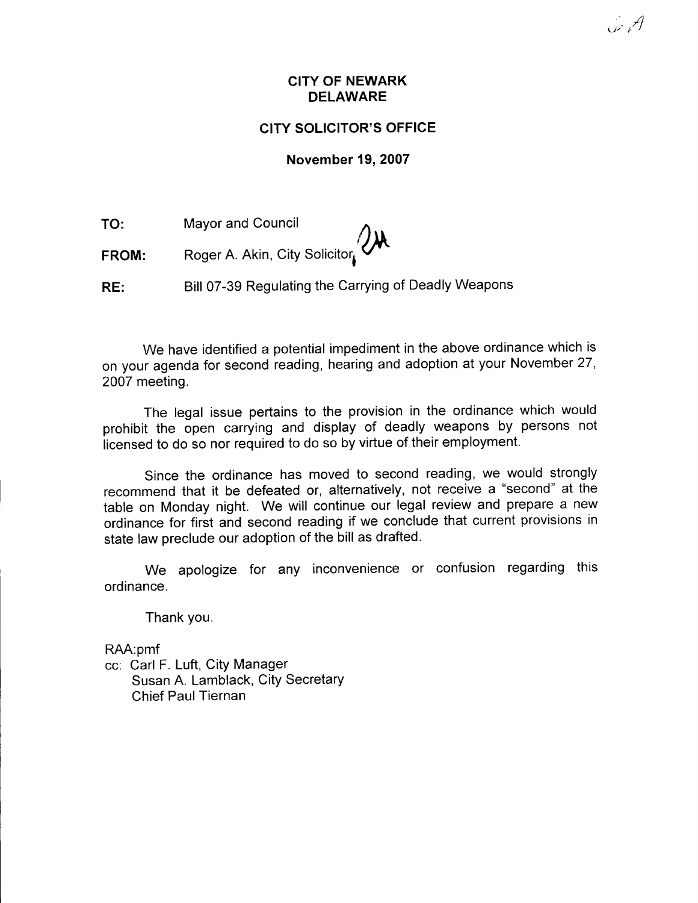# CITY OF NEWARK
# DELAWARE

## CITY SOLICITOR'S OFFICE

**November 19, 2007**

**TO:** Mayor and Council

**FROM:** Roger A. Akin, City Solicitor

**RE:** Bill 07-39 Regulating the Carrying of Deadly Weapons

We have identified a potential impediment in the above ordinance which is on your agenda for second reading, hearing and adoption at your November 27, 2007 meeting.

The legal issue pertains to the provision in the ordinance which would prohibit the open carrying and display of deadly weapons by persons not licensed to do so nor required to do so by virtue of their employment.

Since the ordinance has moved to second reading, we would strongly recommend that it be defeated or, alternatively, not receive a "second" at the table on Monday night. We will continue our legal review and prepare a new ordinance for first and second reading if we conclude that current provisions in state law preclude our adoption of the bill as drafted.

We apologize for any inconvenience or confusion regarding this ordinance.

Thank you.

RAA:pmf

cc: Carl F. Luft, City Manager
Susan A. Lamblack, City Secretary
Chief Paul Tiernan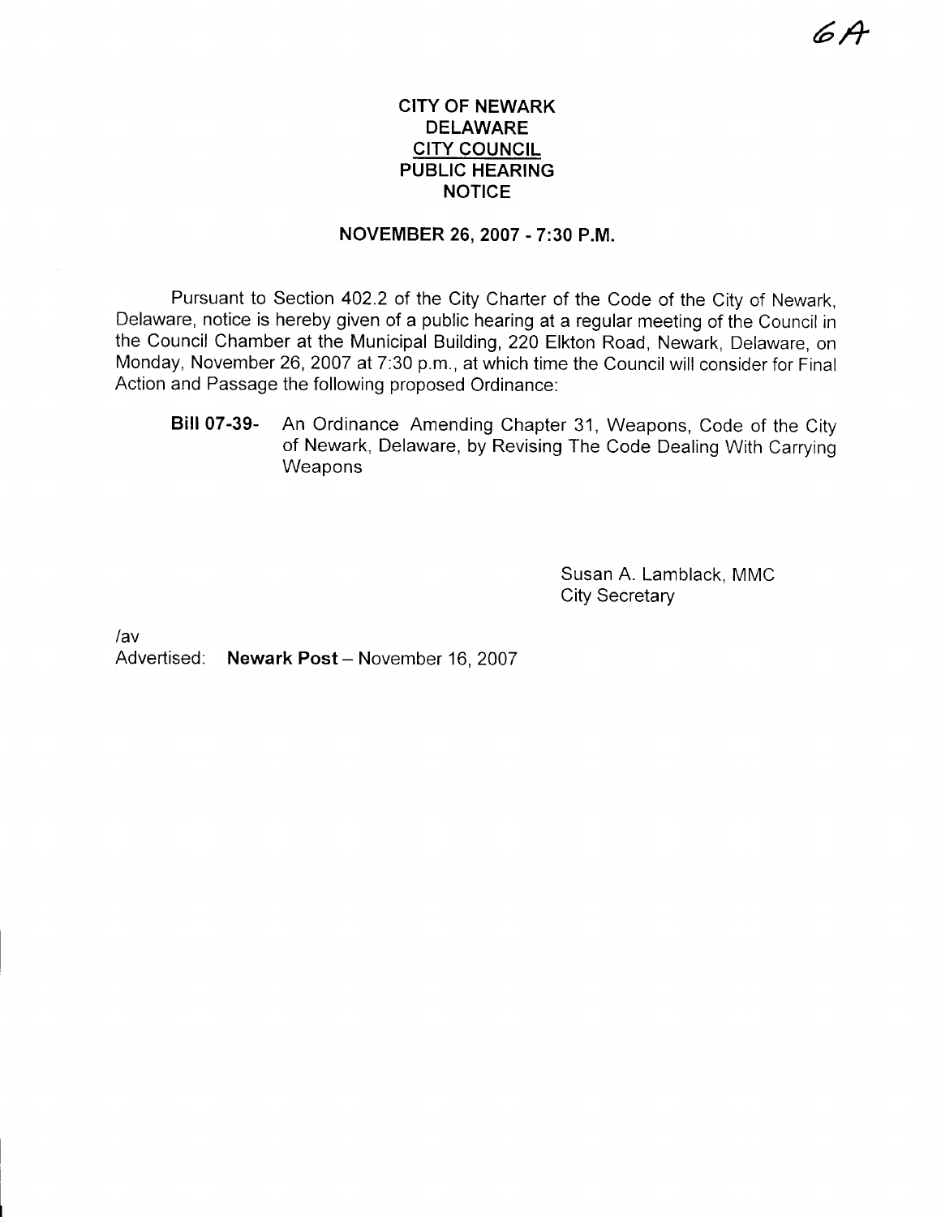6A

**CITY OF NEWARK**
**DELAWARE**
**CITY COUNCIL**
**PUBLIC HEARING**
**NOTICE**

**NOVEMBER 26, 2007 - 7:30 P.M.**

Pursuant to Section 402.2 of the City Charter of the Code of the City of Newark, Delaware, notice is hereby given of a public hearing at a regular meeting of the Council in the Council Chamber at the Municipal Building, 220 Elkton Road, Newark, Delaware, on Monday, November 26, 2007 at 7:30 p.m., at which time the Council will consider for Final Action and Passage the following proposed Ordinance:

**Bill 07-39-** An Ordinance Amending Chapter 31, Weapons, Code of the City of Newark, Delaware, by Revising The Code Dealing With Carrying Weapons

Susan A. Lamblack, MMC
City Secretary

/av
Advertised: **Newark Post** – November 16, 2007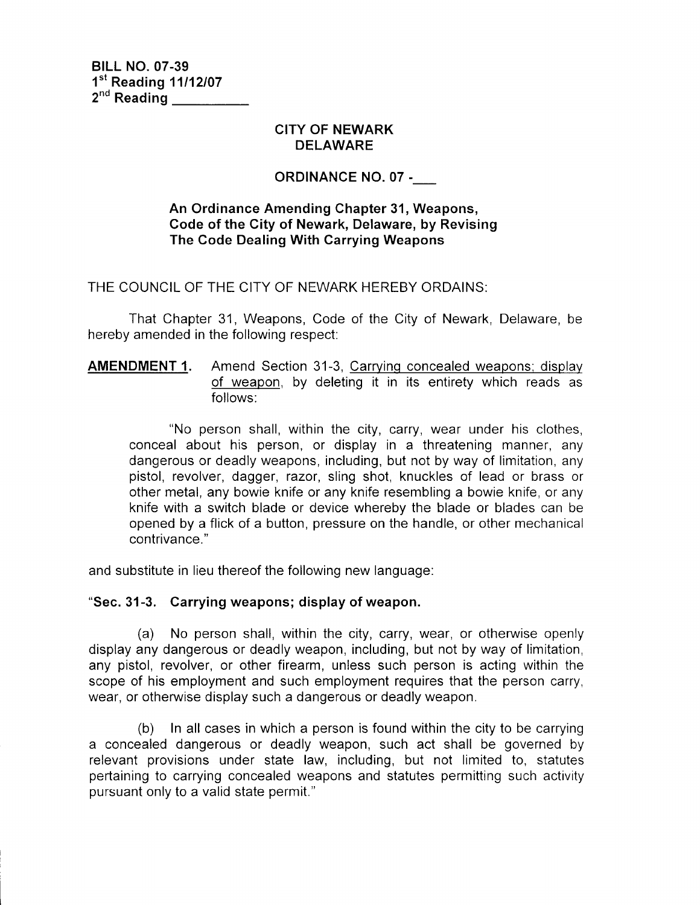**BILL NO. 07-39**
**1st Reading 11/12/07**
**2nd Reading \_\_\_\_\_\_\_\_\_\_**

**CITY OF NEWARK**
**DELAWARE**

**ORDINANCE NO. 07 -\_\_\_**

**An Ordinance Amending Chapter 31, Weapons, Code of the City of Newark, Delaware, by Revising The Code Dealing With Carrying Weapons**

THE COUNCIL OF THE CITY OF NEWARK HEREBY ORDAINS:

That Chapter 31, Weapons, Code of the City of Newark, Delaware, be hereby amended in the following respect:

**AMENDMENT 1.** Amend Section 31-3, Carrying concealed weapons; display of weapon, by deleting it in its entirety which reads as follows:

> "No person shall, within the city, carry, wear under his clothes, conceal about his person, or display in a threatening manner, any dangerous or deadly weapons, including, but not by way of limitation, any pistol, revolver, dagger, razor, sling shot, knuckles of lead or brass or other metal, any bowie knife or any knife resembling a bowie knife, or any knife with a switch blade or device whereby the blade or blades can be opened by a flick of a button, pressure on the handle, or other mechanical contrivance."

and substitute in lieu thereof the following new language:

**"Sec. 31-3. Carrying weapons; display of weapon.**

(a) No person shall, within the city, carry, wear, or otherwise openly display any dangerous or deadly weapon, including, but not by way of limitation, any pistol, revolver, or other firearm, unless such person is acting within the scope of his employment and such employment requires that the person carry, wear, or otherwise display such a dangerous or deadly weapon.

(b) In all cases in which a person is found within the city to be carrying a concealed dangerous or deadly weapon, such act shall be governed by relevant provisions under state law, including, but not limited to, statutes pertaining to carrying concealed weapons and statutes permitting such activity pursuant only to a valid state permit."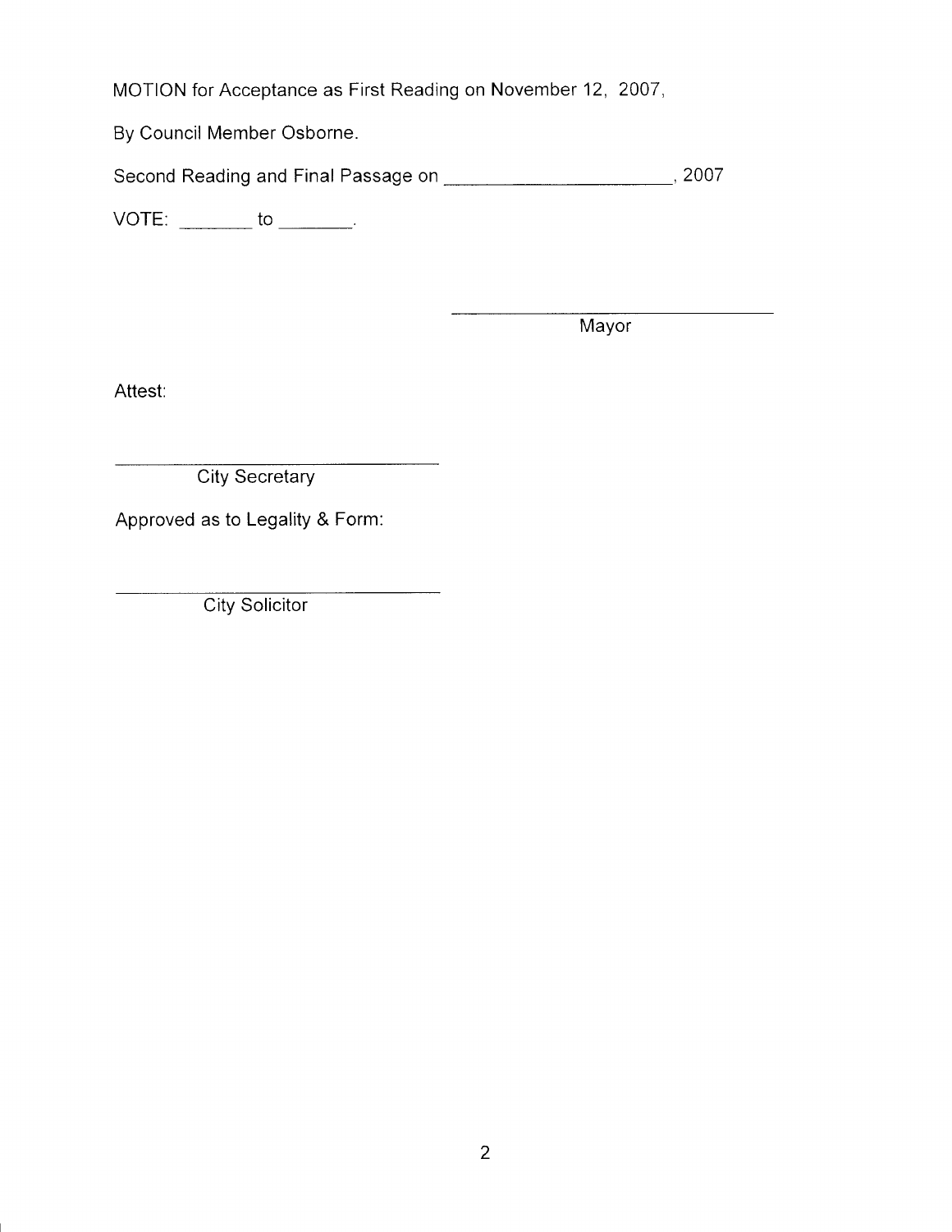MOTION for Acceptance as First Reading on November 12, 2007,

By Council Member Osborne.

Second Reading and Final Passage on ______________________, 2007

VOTE: ________ to ________.

______________________________
Mayor

Attest:

______________________________
City Secretary

Approved as to Legality & Form:

______________________________
City Solicitor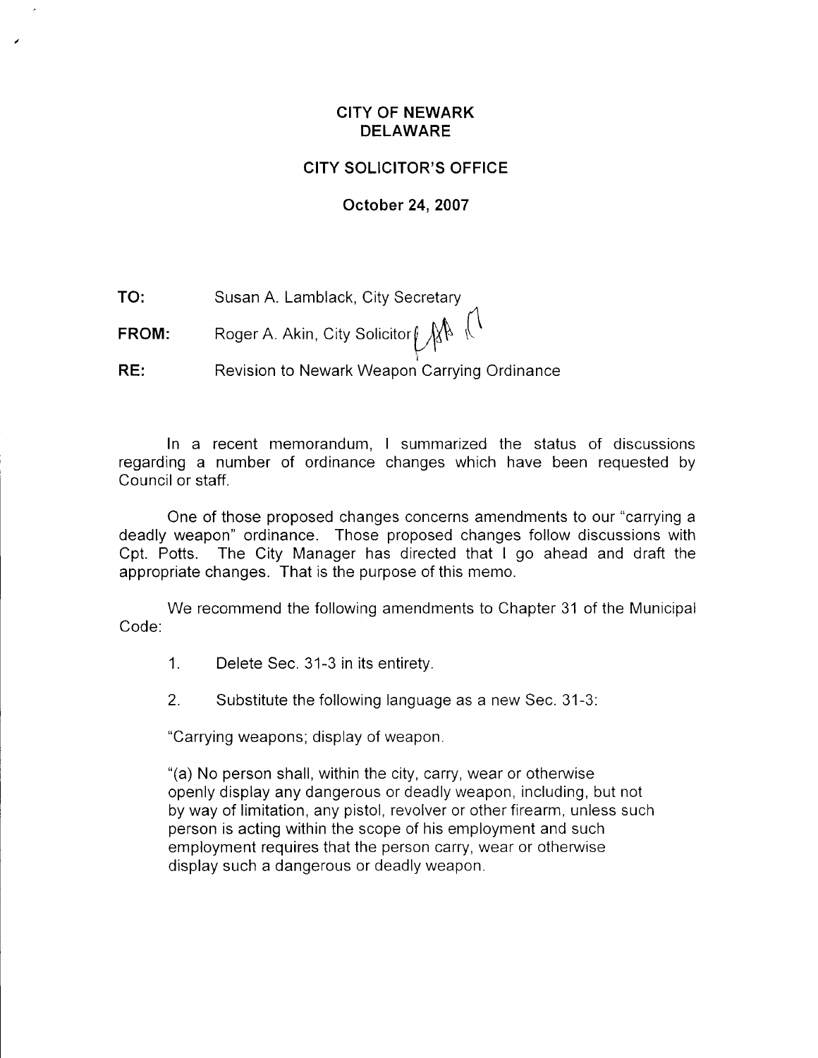**CITY OF NEWARK**
**DELAWARE**

**CITY SOLICITOR'S OFFICE**

**October 24, 2007**

**TO:** Susan A. Lamblack, City Secretary

**FROM:** Roger A. Akin, City Solicitor

**RE:** Revision to Newark Weapon Carrying Ordinance

In a recent memorandum, I summarized the status of discussions regarding a number of ordinance changes which have been requested by Council or staff.

One of those proposed changes concerns amendments to our "carrying a deadly weapon" ordinance. Those proposed changes follow discussions with Cpt. Potts. The City Manager has directed that I go ahead and draft the appropriate changes. That is the purpose of this memo.

We recommend the following amendments to Chapter 31 of the Municipal Code:

1. Delete Sec. 31-3 in its entirety.

2. Substitute the following language as a new Sec. 31-3:

"Carrying weapons; display of weapon.

"(a) No person shall, within the city, carry, wear or otherwise openly display any dangerous or deadly weapon, including, but not by way of limitation, any pistol, revolver or other firearm, unless such person is acting within the scope of his employment and such employment requires that the person carry, wear or otherwise display such a dangerous or deadly weapon.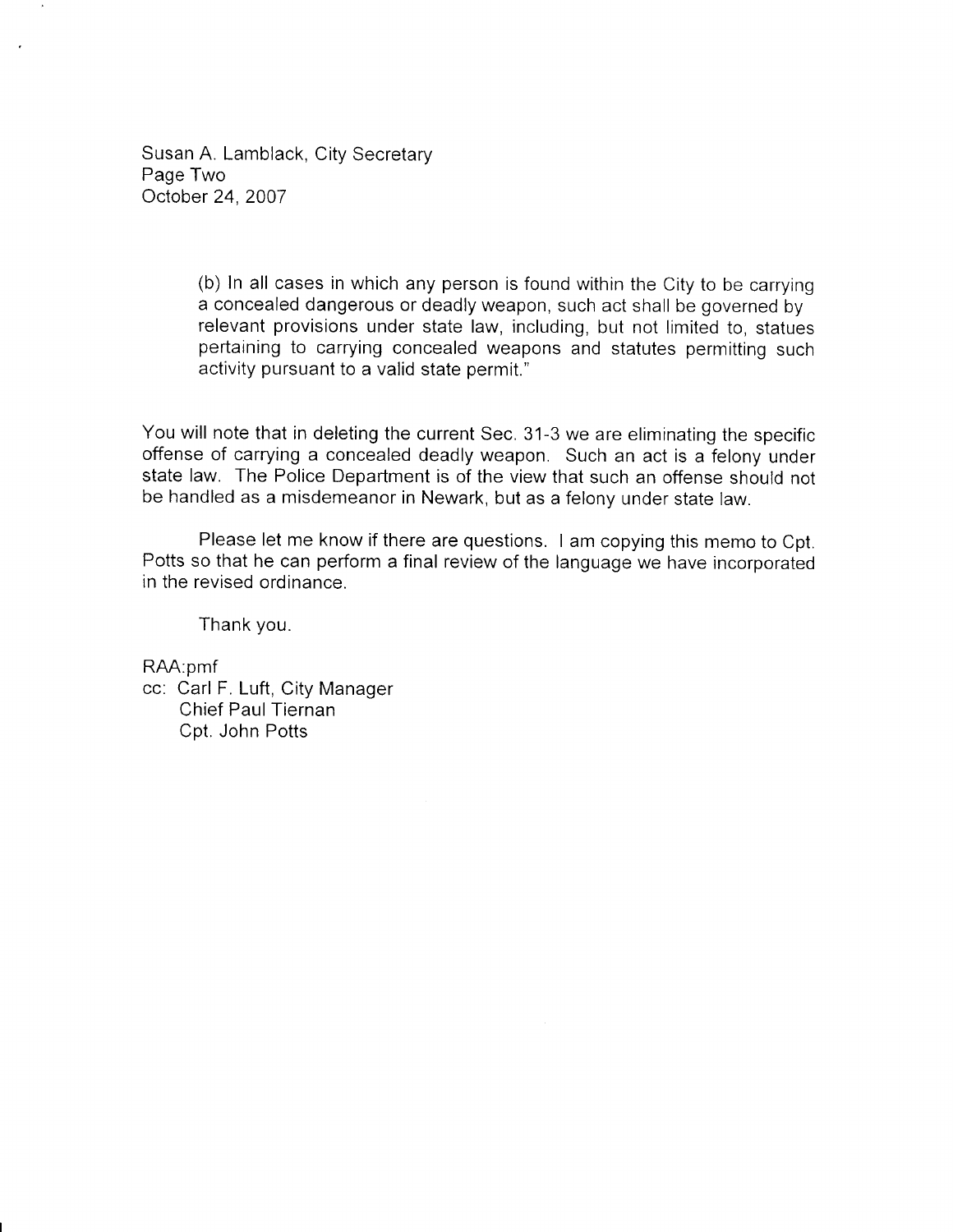Susan A. Lamblack, City Secretary
Page Two
October 24, 2007

> (b) In all cases in which any person is found within the City to be carrying a concealed dangerous or deadly weapon, such act shall be governed by relevant provisions under state law, including, but not limited to, statues pertaining to carrying concealed weapons and statutes permitting such activity pursuant to a valid state permit."

You will note that in deleting the current Sec. 31-3 we are eliminating the specific offense of carrying a concealed deadly weapon. Such an act is a felony under state law. The Police Department is of the view that such an offense should not be handled as a misdemeanor in Newark, but as a felony under state law.

Please let me know if there are questions. I am copying this memo to Cpt. Potts so that he can perform a final review of the language we have incorporated in the revised ordinance.

Thank you.

RAA:pmf
cc: Carl F. Luft, City Manager
Chief Paul Tiernan
Cpt. John Potts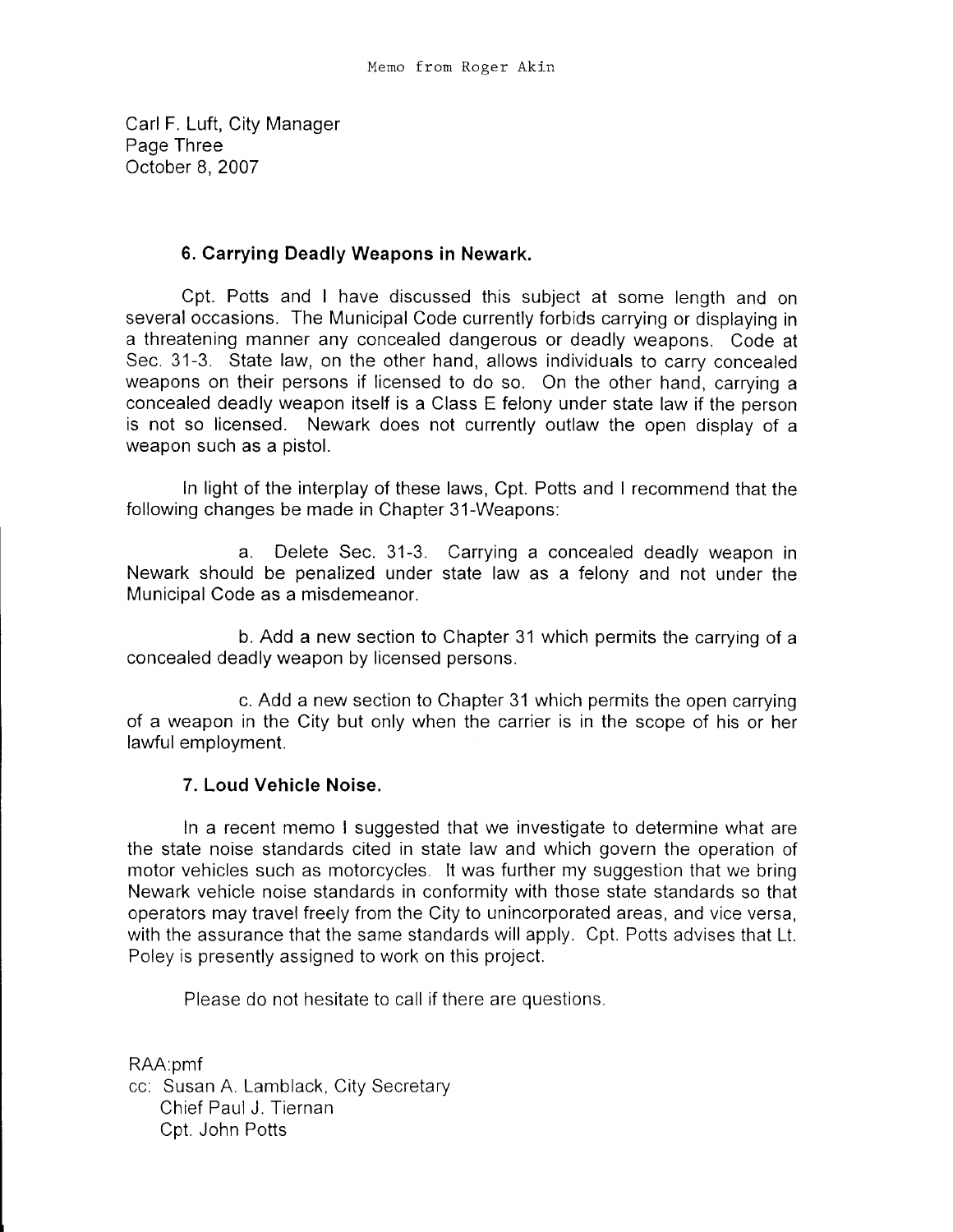Carl F. Luft, City Manager
Page Three
October 8, 2007

### 6. Carrying Deadly Weapons in Newark.

Cpt. Potts and I have discussed this subject at some length and on several occasions. The Municipal Code currently forbids carrying or displaying in a threatening manner any concealed dangerous or deadly weapons. Code at Sec. 31-3. State law, on the other hand, allows individuals to carry concealed weapons on their persons if licensed to do so. On the other hand, carrying a concealed deadly weapon itself is a Class E felony under state law if the person is not so licensed. Newark does not currently outlaw the open display of a weapon such as a pistol.

In light of the interplay of these laws, Cpt. Potts and I recommend that the following changes be made in Chapter 31-Weapons:

a. Delete Sec. 31-3. Carrying a concealed deadly weapon in Newark should be penalized under state law as a felony and not under the Municipal Code as a misdemeanor.

b. Add a new section to Chapter 31 which permits the carrying of a concealed deadly weapon by licensed persons.

c. Add a new section to Chapter 31 which permits the open carrying of a weapon in the City but only when the carrier is in the scope of his or her lawful employment.

### 7. Loud Vehicle Noise.

In a recent memo I suggested that we investigate to determine what are the state noise standards cited in state law and which govern the operation of motor vehicles such as motorcycles. It was further my suggestion that we bring Newark vehicle noise standards in conformity with those state standards so that operators may travel freely from the City to unincorporated areas, and vice versa, with the assurance that the same standards will apply. Cpt. Potts advises that Lt. Poley is presently assigned to work on this project.

Please do not hesitate to call if there are questions.

RAA:pmf
cc: Susan A. Lamblack, City Secretary
Chief Paul J. Tiernan
Cpt. John Potts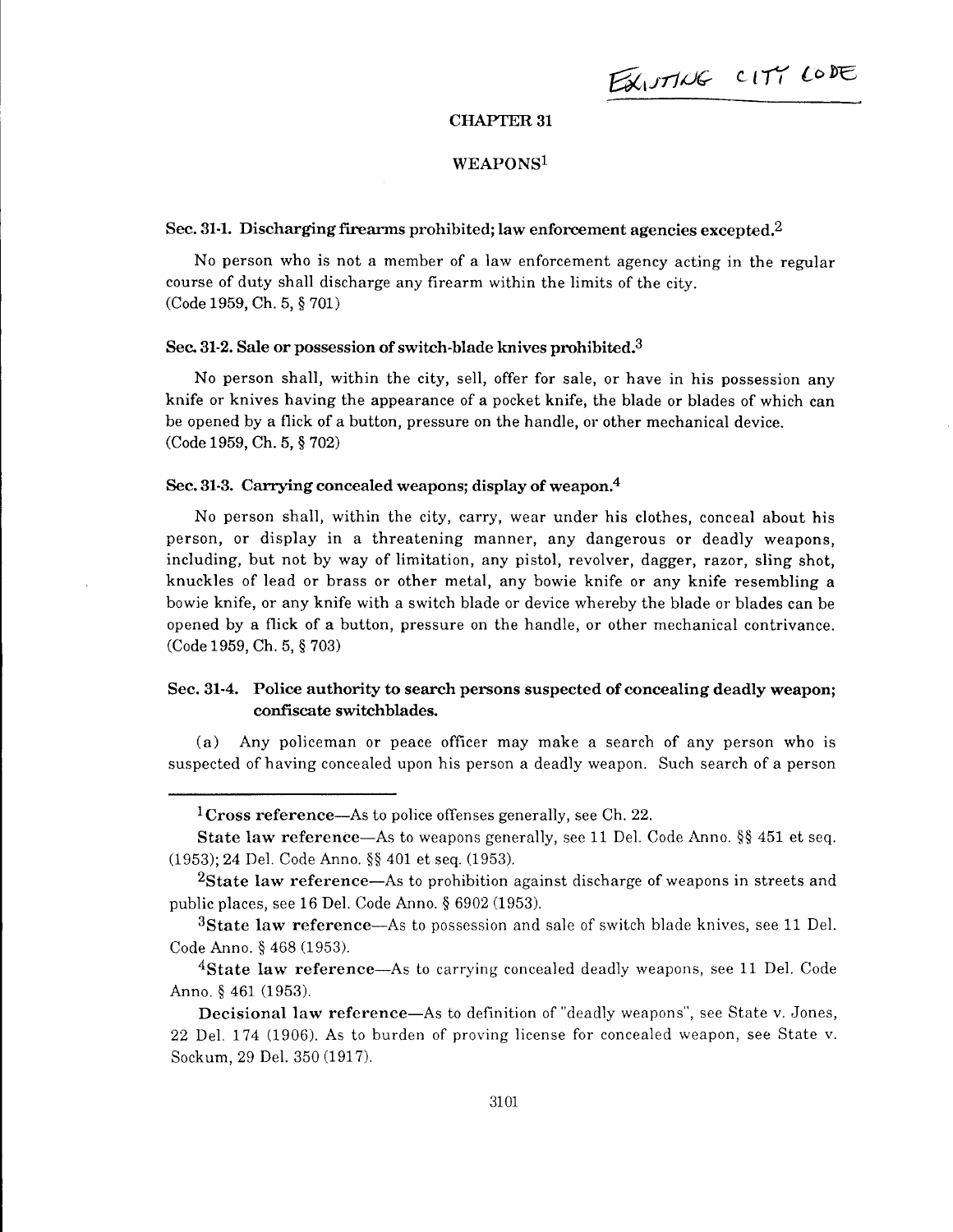EXISTING CITY CODE

# CHAPTER 31

## WEAPONS[1]

### Sec. 31-1. Discharging firearms prohibited; law enforcement agencies excepted.[2]

No person who is not a member of a law enforcement agency acting in the regular course of duty shall discharge any firearm within the limits of the city.
(Code 1959, Ch. 5, § 701)

### Sec. 31-2. Sale or possession of switch-blade knives prohibited.[3]

No person shall, within the city, sell, offer for sale, or have in his possession any knife or knives having the appearance of a pocket knife, the blade or blades of which can be opened by a flick of a button, pressure on the handle, or other mechanical device.
(Code 1959, Ch. 5, § 702)

### Sec. 31-3. Carrying concealed weapons; display of weapon.[4]

No person shall, within the city, carry, wear under his clothes, conceal about his person, or display in a threatening manner, any dangerous or deadly weapons, including, but not by way of limitation, any pistol, revolver, dagger, razor, sling shot, knuckles of lead or brass or other metal, any bowie knife or any knife resembling a bowie knife, or any knife with a switch blade or device whereby the blade or blades can be opened by a flick of a button, pressure on the handle, or other mechanical contrivance.
(Code 1959, Ch. 5, § 703)

### Sec. 31-4. Police authority to search persons suspected of concealing deadly weapon; confiscate switchblades.

(a) Any policeman or peace officer may make a search of any person who is suspected of having concealed upon his person a deadly weapon. Such search of a person

---

[1] **Cross reference**—As to police offenses generally, see Ch. 22.

**State law reference**—As to weapons generally, see 11 Del. Code Anno. §§ 451 et seq. (1953); 24 Del. Code Anno. §§ 401 et seq. (1953).

[2] **State law reference**—As to prohibition against discharge of weapons in streets and public places, see 16 Del. Code Anno. § 6902 (1953).

[3] **State law reference**—As to possession and sale of switch blade knives, see 11 Del. Code Anno. § 468 (1953).

[4] **State law reference**—As to carrying concealed deadly weapons, see 11 Del. Code Anno. § 461 (1953).

**Decisional law reference**—As to definition of "deadly weapons", see State v. Jones, 22 Del. 174 (1906). As to burden of proving license for concealed weapon, see State v. Sockum, 29 Del. 350 (1917).